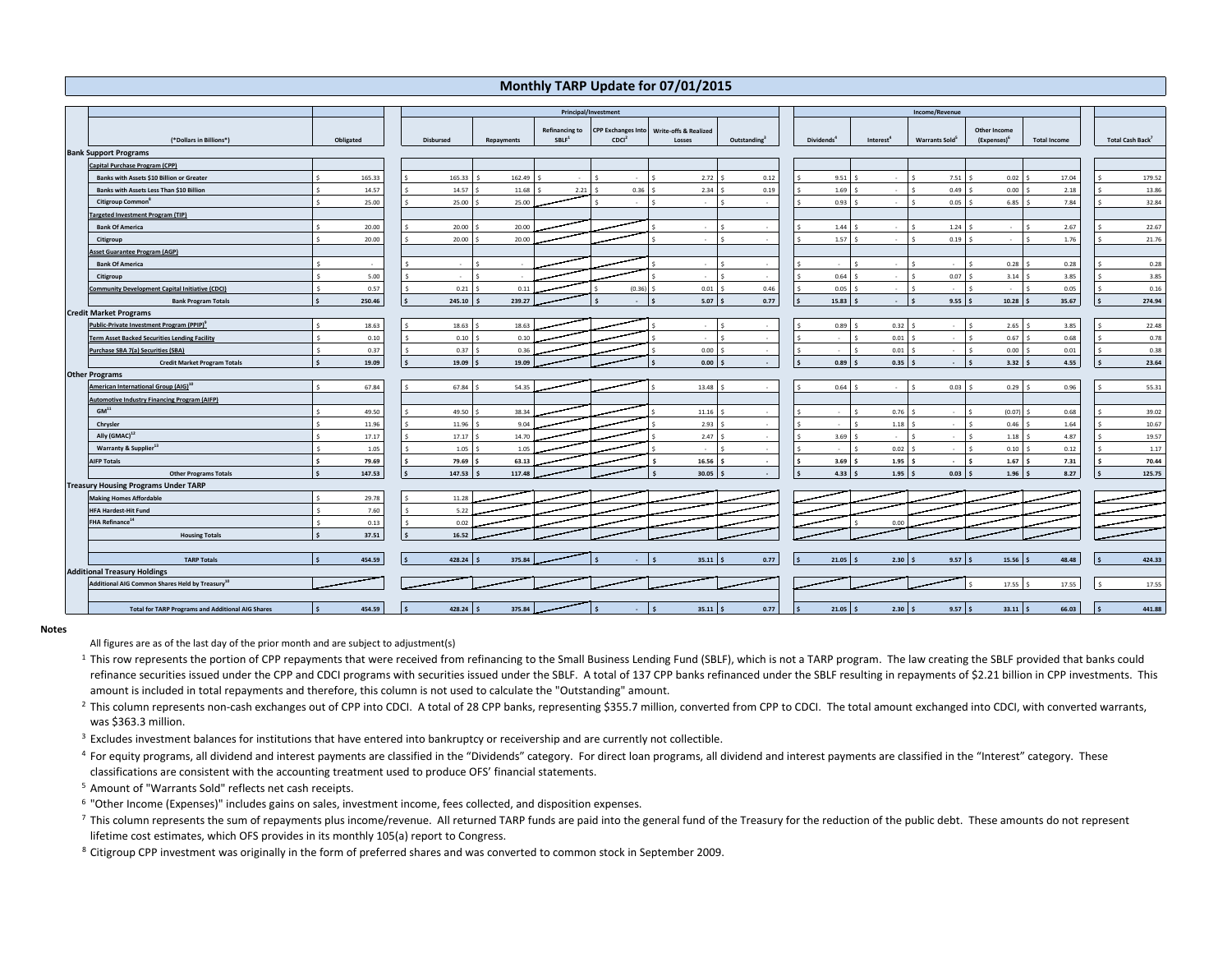# Monthly TARP Update for 07/01/2015

| (*Dollars in Billions*) | Obligated | Principal/Investment | | | | | | Income/Revenue | | | | | Total Cash Back[7] |
|---|---|---|---|---|---|---|---|---|---|---|---|---|---|
| | | Disbursed | Repayments | Refinancing to SBLF[1] | CPP Exchanges Into CDCI[2] | Write-offs & Realized Losses | Outstanding[3] | Dividends[4] | Interest[4] | Warrants Sold[5] | Other Income (Expenses)[6] | Total Income | |
| **Bank Support Programs** | | | | | | | | | | | | | |
| Capital Purchase Program (CPP) | | | | | | | | | | | | | |
| Banks with Assets $10 Billion or Greater | $ 165.33 | $ 165.33 | $ 162.49 | $ - | $ - | $ 2.72 | $ 0.12 | $ 9.51 | $ - | $ 7.51 | $ 0.02 | $ 17.04 | $ 179.52 |
| Banks with Assets Less Than $10 Billion | $ 14.57 | $ 14.57 | $ 11.68 | $ 2.21 | $ 0.36 | $ 2.34 | $ 0.19 | $ 1.69 | $ - | $ 0.49 | $ 0.00 | $ 2.18 | $ 13.86 |
| Citigroup Common[8] | $ 25.00 | $ 25.00 | $ 25.00 | | $ - | $ - | $ - | $ 0.93 | $ - | $ 0.05 | $ 6.85 | $ 7.84 | $ 32.84 |
| Targeted Investment Program (TIP) | | | | | | | | | | | | | |
| Bank Of America | $ 20.00 | $ 20.00 | $ 20.00 | | | $ - | $ - | $ 1.44 | $ - | $ 1.24 | $ - | $ 2.67 | $ 22.67 |
| Citigroup | $ 20.00 | $ 20.00 | $ 20.00 | | | $ - | $ - | $ 1.57 | $ - | $ 0.19 | $ - | $ 1.76 | $ 21.76 |
| Asset Guarantee Program (AGP) | | | | | | | | | | | | | |
| Bank Of America | $ - | $ - | $ - | | | $ - | $ - | $ - | $ - | $ - | $ 0.28 | $ 0.28 | $ 0.28 |
| Citigroup | $ 5.00 | $ - | $ - | | | $ - | $ - | $ 0.64 | $ - | $ 0.07 | $ 3.14 | $ 3.85 | $ 3.85 |
| Community Development Capital Initiative (CDCI) | $ 0.57 | $ 0.21 | $ 0.11 | | $ (0.36) | $ 0.01 | $ 0.46 | $ 0.05 | $ - | $ - | $ - | $ 0.05 | $ 0.16 |
| **Bank Program Totals** | **$ 250.46** | **$ 245.10** | **$ 239.27** | | **$ -** | **$ 5.07** | **$ 0.77** | **$ 15.83** | **$ -** | **$ 9.55** | **$ 10.28** | **$ 35.67** | **$ 274.94** |
| **Credit Market Programs** | | | | | | | | | | | | | |
| Public-Private Investment Program (PPIP)[9] | $ 18.63 | $ 18.63 | $ 18.63 | | | $ - | $ - | $ 0.89 | $ 0.32 | $ - | $ 2.65 | $ 3.85 | $ 22.48 |
| Term Asset Backed Securities Lending Facility | $ 0.10 | $ 0.10 | $ 0.10 | | | $ - | $ - | $ - | $ 0.01 | $ - | $ 0.67 | $ 0.68 | $ 0.78 |
| Purchase SBA 7(a) Securities (SBA) | $ 0.37 | $ 0.37 | $ 0.36 | | | $ 0.00 | $ - | $ - | $ 0.01 | $ - | $ 0.00 | $ 0.01 | $ 0.38 |
| **Credit Market Program Totals** | **$ 19.09** | **$ 19.09** | **$ 19.09** | | | **$ 0.00** | **$ -** | **$ 0.89** | **$ 0.35** | **$ -** | **$ 3.32** | **$ 4.55** | **$ 23.64** |
| **Other Programs** | | | | | | | | | | | | | |
| American International Group (AIG)[10] | $ 67.84 | $ 67.84 | $ 54.35 | | | $ 13.48 | $ - | $ 0.64 | $ - | $ 0.03 | $ 0.29 | $ 0.96 | $ 55.31 |
| Automotive Industry Financing Program (AIFP) | | | | | | | | | | | | | |
| GM[11] | $ 49.50 | $ 49.50 | $ 38.34 | | | $ 11.16 | $ - | $ - | $ 0.76 | $ - | $ (0.07) | $ 0.68 | $ 39.02 |
| Chrysler | $ 11.96 | $ 11.96 | $ 9.04 | | | $ 2.93 | $ - | $ - | $ 1.18 | $ - | $ 0.46 | $ 1.64 | $ 10.67 |
| Ally (GMAC)[12] | $ 17.17 | $ 17.17 | $ 14.70 | | | $ 2.47 | $ - | $ 3.69 | $ - | $ - | $ 1.18 | $ 4.87 | $ 19.57 |
| Warranty & Supplier[13] | $ 1.05 | $ 1.05 | $ 1.05 | | | $ - | $ - | $ - | $ 0.02 | $ - | $ 0.10 | $ 0.12 | $ 1.17 |
| AIFP Totals | $ 79.69 | $ 79.69 | $ 63.13 | | | $ 16.56 | $ - | $ 3.69 | $ 1.95 | $ - | $ 1.67 | $ 7.31 | $ 70.44 |
| **Other Programs Totals** | **$ 147.53** | **$ 147.53** | **$ 117.48** | | | **$ 30.05** | **$ -** | **$ 4.33** | **$ 1.95** | **$ 0.03** | **$ 1.96** | **$ 8.27** | **$ 125.75** |
| **Treasury Housing Programs Under TARP** | | | | | | | | | | | | | |
| Making Homes Affordable | $ 29.78 | $ 11.28 | | | | | | | | | | | |
| HFA Hardest-Hit Fund | $ 7.60 | $ 5.22 | | | | | | | | | | | |
| FHA Refinance[14] | $ 0.13 | $ 0.02 | | | | | | | $ 0.00 | | | | |
| **Housing Totals** | **$ 37.51** | **$ 16.52** | | | | | | | | | | | |
| **TARP Totals** | **$ 454.59** | **$ 428.24** | **$ 375.84** | | **$ -** | **$ 35.11** | **$ 0.77** | **$ 21.05** | **$ 2.30** | **$ 9.57** | **$ 15.56** | **$ 48.48** | **$ 424.33** |
| **Additional Treasury Holdings** | | | | | | | | | | | | | |
| Additional AIG Common Shares Held by Treasury[15] | | | | | | | | | | | $ 17.55 | $ 17.55 | $ 17.55 |
| **Total for TARP Programs and Additional AIG Shares** | **$ 454.59** | **$ 428.24** | **$ 375.84** | | **$ -** | **$ 35.11** | **$ 0.77** | **$ 21.05** | **$ 2.30** | **$ 9.57** | **$ 33.11** | **$ 66.03** | **$ 441.88** |

## Notes

All figures are as of the last day of the prior month and are subject to adjustment(s)

[1] This row represents the portion of CPP repayments that were received from refinancing to the Small Business Lending Fund (SBLF), which is not a TARP program. The law creating the SBLF provided that banks could refinance securities issued under the CPP and CDCI programs with securities issued under the SBLF. A total of 137 CPP banks refinanced under the SBLF resulting in repayments of $2.21 billion in CPP investments. This amount is included in total repayments and therefore, this column is not used to calculate the "Outstanding" amount.

[2] This column represents non-cash exchanges out of CPP into CDCI. A total of 28 CPP banks, representing $355.7 million, converted from CPP to CDCI. The total amount exchanged into CDCI, with converted warrants, was $363.3 million.

[3] Excludes investment balances for institutions that have entered into bankruptcy or receivership and are currently not collectible.

[4] For equity programs, all dividend and interest payments are classified in the "Dividends" category. For direct loan programs, all dividend and interest payments are classified in the "Interest" category. These classifications are consistent with the accounting treatment used to produce OFS' financial statements.

[5] Amount of "Warrants Sold" reflects net cash receipts.

[6] "Other Income (Expenses)" includes gains on sales, investment income, fees collected, and disposition expenses.

[7] This column represents the sum of repayments plus income/revenue. All returned TARP funds are paid into the general fund of the Treasury for the reduction of the public debt. These amounts do not represent lifetime cost estimates, which OFS provides in its monthly 105(a) report to Congress.

[8] Citigroup CPP investment was originally in the form of preferred shares and was converted to common stock in September 2009.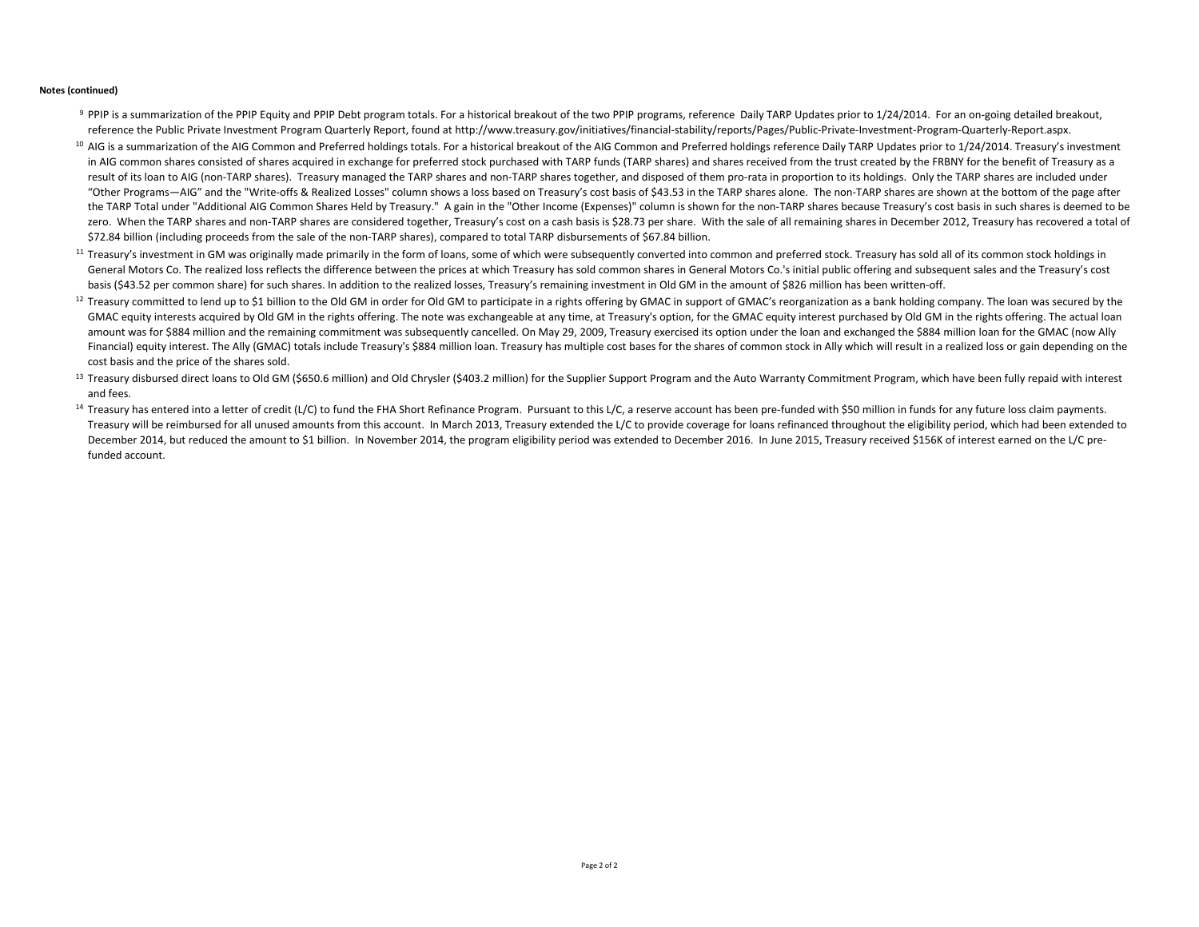**Notes (continued)**

[9] PPIP is a summarization of the PPIP Equity and PPIP Debt program totals. For a historical breakout of the two PPIP programs, reference Daily TARP Updates prior to 1/24/2014. For an on-going detailed breakout, reference the Public Private Investment Program Quarterly Report, found at http://www.treasury.gov/initiatives/financial-stability/reports/Pages/Public-Private-Investment-Program-Quarterly-Report.aspx.

[10] AIG is a summarization of the AIG Common and Preferred holdings totals. For a historical breakout of the AIG Common and Preferred holdings reference Daily TARP Updates prior to 1/24/2014. Treasury's investment in AIG common shares consisted of shares acquired in exchange for preferred stock purchased with TARP funds (TARP shares) and shares received from the trust created by the FRBNY for the benefit of Treasury as a result of its loan to AIG (non-TARP shares). Treasury managed the TARP shares and non-TARP shares together, and disposed of them pro-rata in proportion to its holdings. Only the TARP shares are included under "Other Programs—AIG" and the "Write-offs & Realized Losses" column shows a loss based on Treasury's cost basis of $43.53 in the TARP shares alone. The non-TARP shares are shown at the bottom of the page after the TARP Total under "Additional AIG Common Shares Held by Treasury." A gain in the "Other Income (Expenses)" column is shown for the non-TARP shares because Treasury's cost basis in such shares is deemed to be zero. When the TARP shares and non-TARP shares are considered together, Treasury's cost on a cash basis is $28.73 per share. With the sale of all remaining shares in December 2012, Treasury has recovered a total of $72.84 billion (including proceeds from the sale of the non-TARP shares), compared to total TARP disbursements of $67.84 billion.

[11] Treasury's investment in GM was originally made primarily in the form of loans, some of which were subsequently converted into common and preferred stock. Treasury has sold all of its common stock holdings in General Motors Co. The realized loss reflects the difference between the prices at which Treasury has sold common shares in General Motors Co.'s initial public offering and subsequent sales and the Treasury's cost basis ($43.52 per common share) for such shares. In addition to the realized losses, Treasury's remaining investment in Old GM in the amount of $826 million has been written-off.

[12] Treasury committed to lend up to $1 billion to the Old GM in order for Old GM to participate in a rights offering by GMAC in support of GMAC's reorganization as a bank holding company. The loan was secured by the GMAC equity interests acquired by Old GM in the rights offering. The note was exchangeable at any time, at Treasury's option, for the GMAC equity interest purchased by Old GM in the rights offering. The actual loan amount was for $884 million and the remaining commitment was subsequently cancelled. On May 29, 2009, Treasury exercised its option under the loan and exchanged the $884 million loan for the GMAC (now Ally Financial) equity interest. The Ally (GMAC) totals include Treasury's $884 million loan. Treasury has multiple cost bases for the shares of common stock in Ally which will result in a realized loss or gain depending on the cost basis and the price of the shares sold.

[13] Treasury disbursed direct loans to Old GM ($650.6 million) and Old Chrysler ($403.2 million) for the Supplier Support Program and the Auto Warranty Commitment Program, which have been fully repaid with interest and fees.

[14] Treasury has entered into a letter of credit (L/C) to fund the FHA Short Refinance Program. Pursuant to this L/C, a reserve account has been pre-funded with $50 million in funds for any future loss claim payments. Treasury will be reimbursed for all unused amounts from this account. In March 2013, Treasury extended the L/C to provide coverage for loans refinanced throughout the eligibility period, which had been extended to December 2014, but reduced the amount to $1 billion. In November 2014, the program eligibility period was extended to December 2016. In June 2015, Treasury received $156K of interest earned on the L/C pre-funded account.